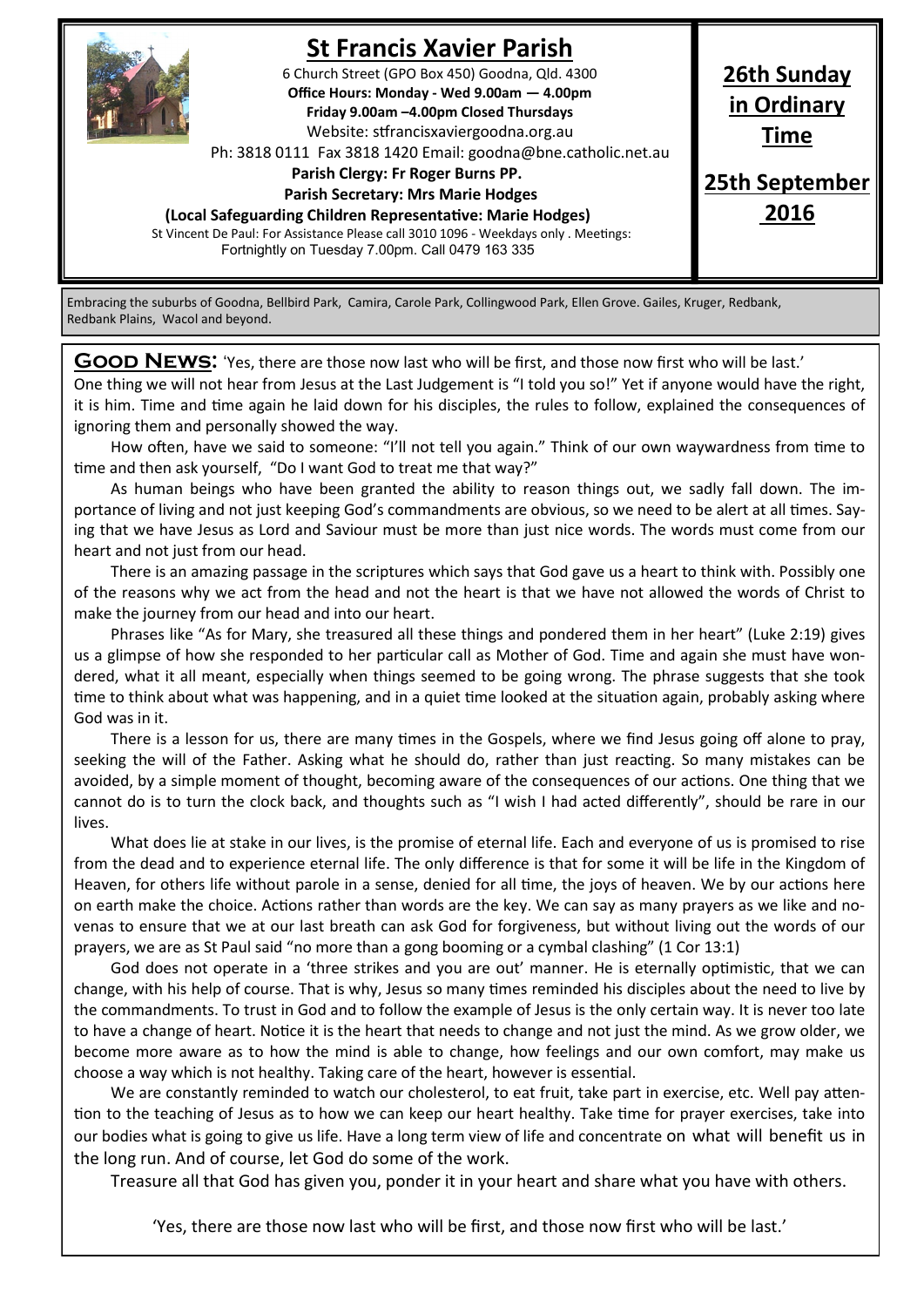# St Francis Xavier Parish

6 Church Street (GPO Box 450) Goodna, Qld. 4300
**Office Hours: Monday - Wed 9.00am — 4.00pm**
**Friday 9.00am –4.00pm Closed Thursdays**
Website: stfrancisxaviergoodna.org.au
Ph: 3818 0111 Fax 3818 1420 Email: goodna@bne.catholic.net.au
**Parish Clergy: Fr Roger Burns PP.**
**Parish Secretary: Mrs Marie Hodges**
**(Local Safeguarding Children Representative: Marie Hodges)**
St Vincent De Paul: For Assistance Please call 3010 1096 - Weekdays only . Meetings: Fortnightly on Tuesday 7.00pm. Call 0479 163 335

**26th Sunday in Ordinary Time**

**25th September 2016**

Embracing the suburbs of Goodna, Bellbird Park, Camira, Carole Park, Collingwood Park, Ellen Grove. Gailes, Kruger, Redbank, Redbank Plains, Wacol and beyond.

**Good News:** 'Yes, there are those now last who will be first, and those now first who will be last.'

One thing we will not hear from Jesus at the Last Judgement is "I told you so!" Yet if anyone would have the right, it is him. Time and time again he laid down for his disciples, the rules to follow, explained the consequences of ignoring them and personally showed the way.

How often, have we said to someone: "I'll not tell you again." Think of our own waywardness from time to time and then ask yourself, "Do I want God to treat me that way?"

As human beings who have been granted the ability to reason things out, we sadly fall down. The importance of living and not just keeping God's commandments are obvious, so we need to be alert at all times. Saying that we have Jesus as Lord and Saviour must be more than just nice words. The words must come from our heart and not just from our head.

There is an amazing passage in the scriptures which says that God gave us a heart to think with. Possibly one of the reasons why we act from the head and not the heart is that we have not allowed the words of Christ to make the journey from our head and into our heart.

Phrases like "As for Mary, she treasured all these things and pondered them in her heart" (Luke 2:19) gives us a glimpse of how she responded to her particular call as Mother of God. Time and again she must have wondered, what it all meant, especially when things seemed to be going wrong. The phrase suggests that she took time to think about what was happening, and in a quiet time looked at the situation again, probably asking where God was in it.

There is a lesson for us, there are many times in the Gospels, where we find Jesus going off alone to pray, seeking the will of the Father. Asking what he should do, rather than just reacting. So many mistakes can be avoided, by a simple moment of thought, becoming aware of the consequences of our actions. One thing that we cannot do is to turn the clock back, and thoughts such as "I wish I had acted differently", should be rare in our lives.

What does lie at stake in our lives, is the promise of eternal life. Each and everyone of us is promised to rise from the dead and to experience eternal life. The only difference is that for some it will be life in the Kingdom of Heaven, for others life without parole in a sense, denied for all time, the joys of heaven. We by our actions here on earth make the choice. Actions rather than words are the key. We can say as many prayers as we like and novenas to ensure that we at our last breath can ask God for forgiveness, but without living out the words of our prayers, we are as St Paul said "no more than a gong booming or a cymbal clashing" (1 Cor 13:1)

God does not operate in a 'three strikes and you are out' manner. He is eternally optimistic, that we can change, with his help of course. That is why, Jesus so many times reminded his disciples about the need to live by the commandments. To trust in God and to follow the example of Jesus is the only certain way. It is never too late to have a change of heart. Notice it is the heart that needs to change and not just the mind. As we grow older, we become more aware as to how the mind is able to change, how feelings and our own comfort, may make us choose a way which is not healthy. Taking care of the heart, however is essential.

We are constantly reminded to watch our cholesterol, to eat fruit, take part in exercise, etc. Well pay attention to the teaching of Jesus as to how we can keep our heart healthy. Take time for prayer exercises, take into our bodies what is going to give us life. Have a long term view of life and concentrate on what will benefit us in the long run. And of course, let God do some of the work.

Treasure all that God has given you, ponder it in your heart and share what you have with others.

'Yes, there are those now last who will be first, and those now first who will be last.'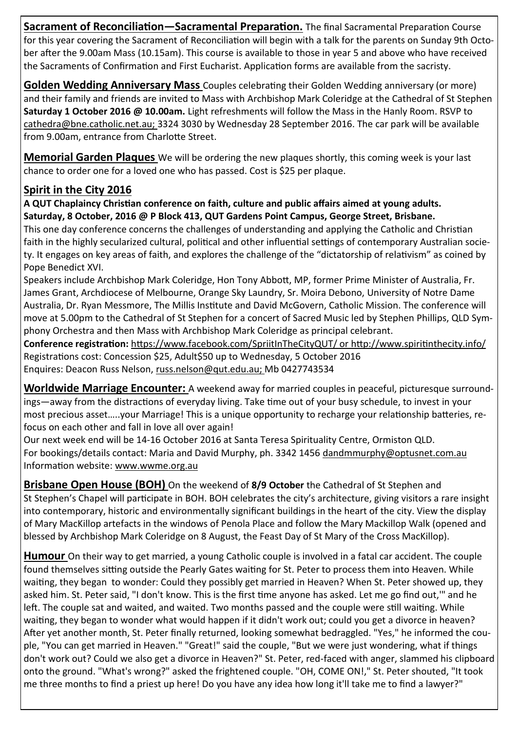**Sacrament of Reconciliation—Sacramental Preparation.** The final Sacramental Preparation Course for this year covering the Sacrament of Reconciliation will begin with a talk for the parents on Sunday 9th October after the 9.00am Mass (10.15am). This course is available to those in year 5 and above who have received the Sacraments of Confirmation and First Eucharist. Application forms are available from the sacristy.

**Golden Wedding Anniversary Mass** Couples celebrating their Golden Wedding anniversary (or more) and their family and friends are invited to Mass with Archbishop Mark Coleridge at the Cathedral of St Stephen **Saturday 1 October 2016 @ 10.00am.** Light refreshments will follow the Mass in the Hanly Room. RSVP to cathedra@bne.catholic.net.au; 3324 3030 by Wednesday 28 September 2016. The car park will be available from 9.00am, entrance from Charlotte Street.

**Memorial Garden Plaques** We will be ordering the new plaques shortly, this coming week is your last chance to order one for a loved one who has passed. Cost is $25 per plaque.

## Spirit in the City 2016

**A QUT Chaplaincy Christian conference on faith, culture and public affairs aimed at young adults. Saturday, 8 October, 2016 @ P Block 413, QUT Gardens Point Campus, George Street, Brisbane.**

This one day conference concerns the challenges of understanding and applying the Catholic and Christian faith in the highly secularized cultural, political and other influential settings of contemporary Australian society. It engages on key areas of faith, and explores the challenge of the "dictatorship of relativism" as coined by Pope Benedict XVI.

Speakers include Archbishop Mark Coleridge, Hon Tony Abbott, MP, former Prime Minister of Australia, Fr. James Grant, Archdiocese of Melbourne, Orange Sky Laundry, Sr. Moira Debono, University of Notre Dame Australia, Dr. Ryan Messmore, The Millis Institute and David McGovern, Catholic Mission. The conference will move at 5.00pm to the Cathedral of St Stephen for a concert of Sacred Music led by Stephen Phillips, QLD Symphony Orchestra and then Mass with Archbishop Mark Coleridge as principal celebrant.

**Conference registration:** https://www.facebook.com/SpriitInTheCityQUT/ or http://www.spiritinthecity.info/
Registrations cost: Concession $25, Adult$50 up to Wednesday, 5 October 2016
Enquires: Deacon Russ Nelson, russ.nelson@qut.edu.au; Mb 0427743534

**Worldwide Marriage Encounter:** A weekend away for married couples in peaceful, picturesque surroundings—away from the distractions of everyday living. Take time out of your busy schedule, to invest in your most precious asset…..your Marriage! This is a unique opportunity to recharge your relationship batteries, refocus on each other and fall in love all over again!

Our next week end will be 14-16 October 2016 at Santa Teresa Spirituality Centre, Ormiston QLD.
For bookings/details contact: Maria and David Murphy, ph. 3342 1456 dandmmurphy@optusnet.com.au
Information website: www.wwme.org.au

**Brisbane Open House (BOH)** On the weekend of **8/9 October** the Cathedral of St Stephen and St Stephen's Chapel will participate in BOH. BOH celebrates the city's architecture, giving visitors a rare insight into contemporary, historic and environmentally significant buildings in the heart of the city. View the display of Mary MacKillop artefacts in the windows of Penola Place and follow the Mary Mackillop Walk (opened and blessed by Archbishop Mark Coleridge on 8 August, the Feast Day of St Mary of the Cross MacKillop).

**Humour** On their way to get married, a young Catholic couple is involved in a fatal car accident. The couple found themselves sitting outside the Pearly Gates waiting for St. Peter to process them into Heaven. While waiting, they began to wonder: Could they possibly get married in Heaven? When St. Peter showed up, they asked him. St. Peter said, "I don't know. This is the first time anyone has asked. Let me go find out,'" and he left. The couple sat and waited, and waited. Two months passed and the couple were still waiting. While waiting, they began to wonder what would happen if it didn't work out; could you get a divorce in heaven? After yet another month, St. Peter finally returned, looking somewhat bedraggled. "Yes," he informed the couple, "You can get married in Heaven." "Great!" said the couple, "But we were just wondering, what if things don't work out? Could we also get a divorce in Heaven?" St. Peter, red-faced with anger, slammed his clipboard onto the ground. "What's wrong?" asked the frightened couple. "OH, COME ON!," St. Peter shouted, "It took me three months to find a priest up here! Do you have any idea how long it'll take me to find a lawyer?"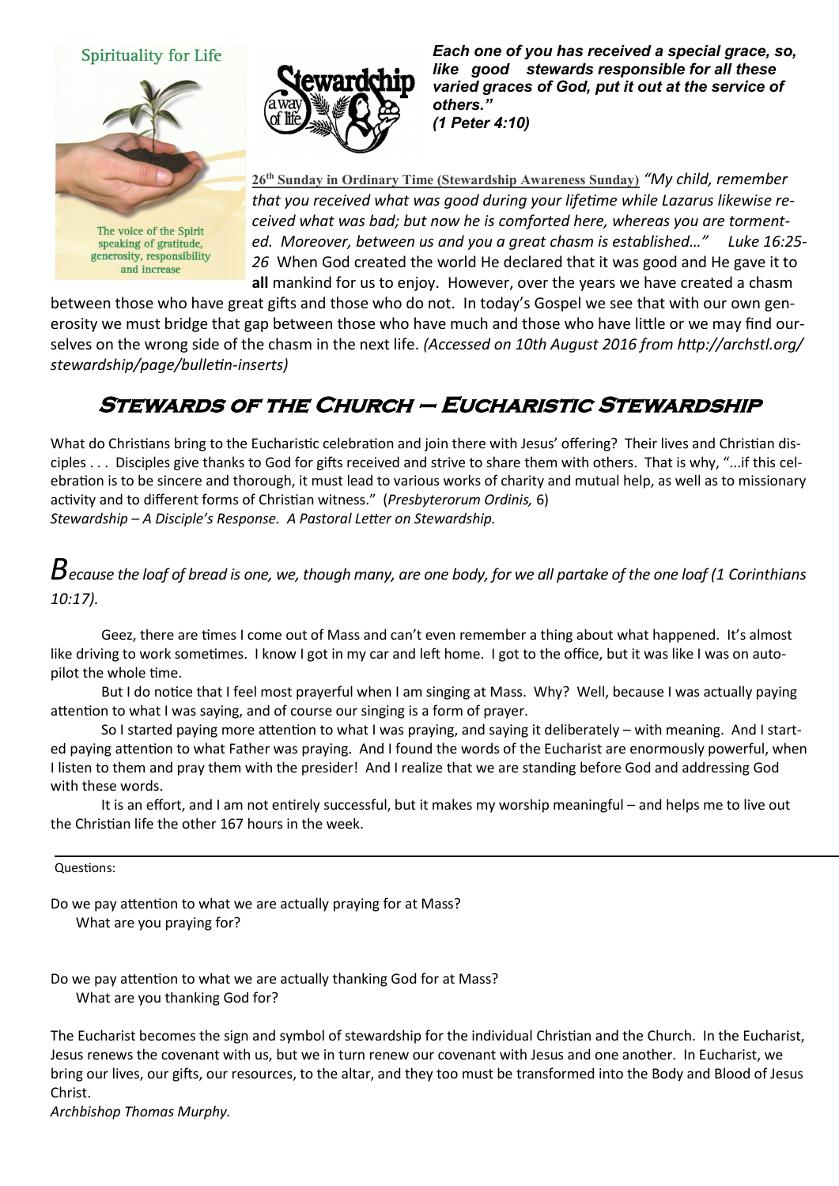Spirituality for Life

The voice of the Spirit speaking of gratitude, generosity, responsibility and increase

***Each one of you has received a special grace, so, like good stewards responsible for all these varied graces of God, put it out at the service of others." (1 Peter 4:10)***

**26th Sunday in Ordinary Time (Stewardship Awareness Sunday)** *"My child, remember that you received what was good during your lifetime while Lazarus likewise received what was bad; but now he is comforted here, whereas you are tormented. Moreover, between us and you a great chasm is established…" Luke 16:25-26* When God created the world He declared that it was good and He gave it to **all** mankind for us to enjoy. However, over the years we have created a chasm between those who have great gifts and those who do not. In today's Gospel we see that with our own generosity we must bridge that gap between those who have much and those who have little or we may find ourselves on the wrong side of the chasm in the next life. *(Accessed on 10th August 2016 from http://archstl.org/stewardship/page/bulletin-inserts)*

## Stewards of the Church – Eucharistic Stewardship

What do Christians bring to the Eucharistic celebration and join there with Jesus' offering? Their lives and Christian disciples . . . Disciples give thanks to God for gifts received and strive to share them with others. That is why, "...if this celebration is to be sincere and thorough, it must lead to various works of charity and mutual help, as well as to missionary activity and to different forms of Christian witness." (*Presbyterorum Ordinis,* 6)
*Stewardship – A Disciple's Response. A Pastoral Letter on Stewardship.*

*Because the loaf of bread is one, we, though many, are one body, for we all partake of the one loaf (1 Corinthians 10:17).*

Geez, there are times I come out of Mass and can't even remember a thing about what happened. It's almost like driving to work sometimes. I know I got in my car and left home. I got to the office, but it was like I was on autopilot the whole time.

But I do notice that I feel most prayerful when I am singing at Mass. Why? Well, because I was actually paying attention to what I was saying, and of course our singing is a form of prayer.

So I started paying more attention to what I was praying, and saying it deliberately – with meaning. And I started paying attention to what Father was praying. And I found the words of the Eucharist are enormously powerful, when I listen to them and pray them with the presider! And I realize that we are standing before God and addressing God with these words.

It is an effort, and I am not entirely successful, but it makes my worship meaningful – and helps me to live out the Christian life the other 167 hours in the week.

---

Questions:

Do we pay attention to what we are actually praying for at Mass?
What are you praying for?

Do we pay attention to what we are actually thanking God for at Mass?
What are you thanking God for?

The Eucharist becomes the sign and symbol of stewardship for the individual Christian and the Church. In the Eucharist, Jesus renews the covenant with us, but we in turn renew our covenant with Jesus and one another. In Eucharist, we bring our lives, our gifts, our resources, to the altar, and they too must be transformed into the Body and Blood of Jesus Christ.
*Archbishop Thomas Murphy.*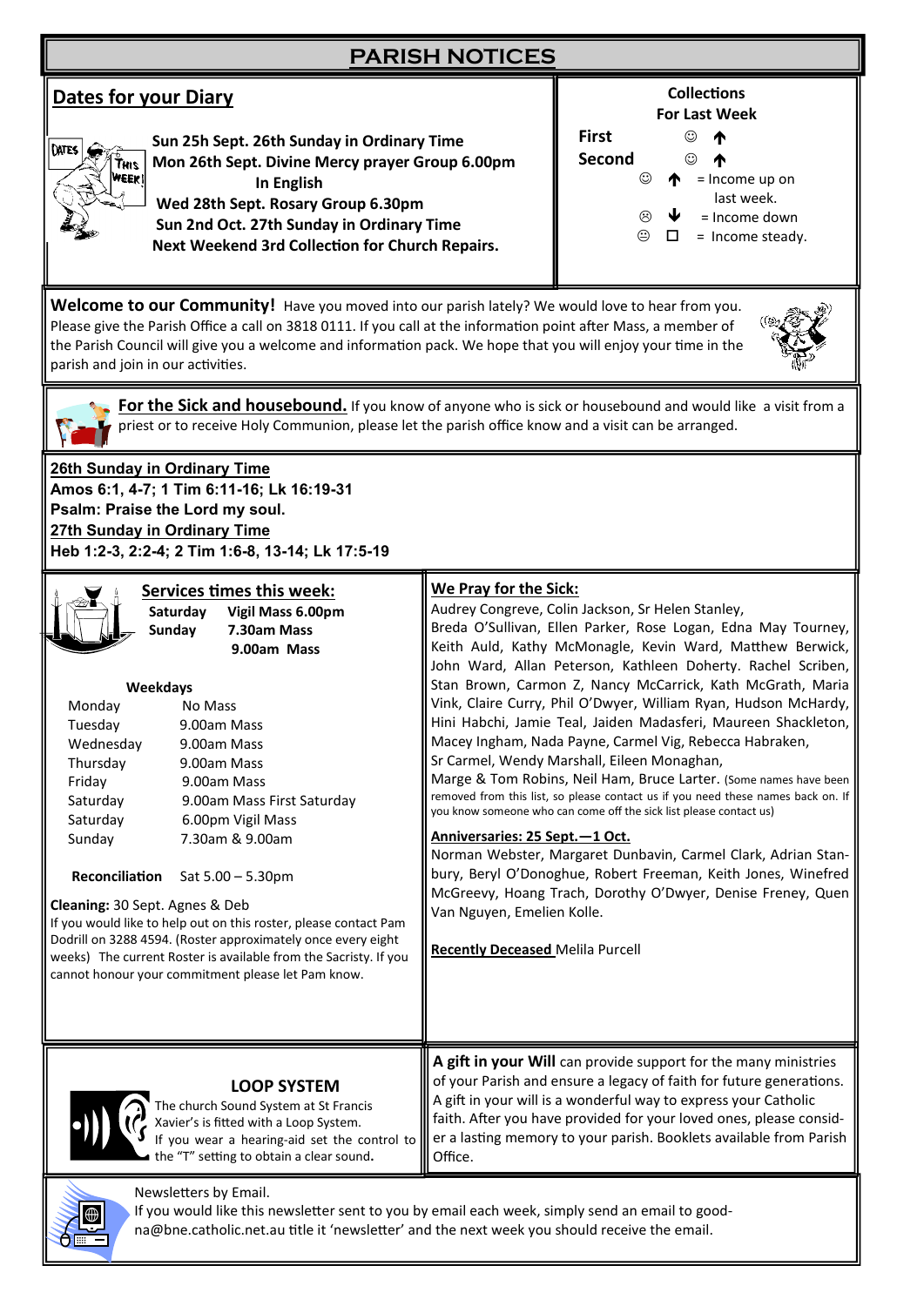# PARISH NOTICES

## Dates for your Diary

**Sun 25h Sept. 26th Sunday in Ordinary Time**
**Mon 26th Sept. Divine Mercy prayer Group 6.00pm In English**
**Wed 28th Sept. Rosary Group 6.30pm**
**Sun 2nd Oct. 27th Sunday in Ordinary Time**
**Next Weekend 3rd Collection for Church Repairs.**

**Collections For Last Week**

| | | |
|---|---|---|
| **First** | ☺ | ↑ |
| **Second** | ☺ | ↑ |

☺ ↑ = Income up on last week.
☹ ↓ = Income down
😐 ☐ = Income steady.

**Welcome to our Community!** Have you moved into our parish lately? We would love to hear from you. Please give the Parish Office a call on 3818 0111. If you call at the information point after Mass, a member of the Parish Council will give you a welcome and information pack. We hope that you will enjoy your time in the parish and join in our activities.

**For the Sick and housebound.** If you know of anyone who is sick or housebound and would like a visit from a priest or to receive Holy Communion, please let the parish office know and a visit can be arranged.

**26th Sunday in Ordinary Time**
**Amos 6:1, 4-7; 1 Tim 6:11-16; Lk 16:19-31**
**Psalm: Praise the Lord my soul.**
**27th Sunday in Ordinary Time**
**Heb 1:2-3, 2:2-4; 2 Tim 1:6-8, 13-14; Lk 17:5-19**

## Services times this week:

**Saturday Vigil Mass 6.00pm**
**Sunday 7.30am Mass**
**9.00am Mass**

**Weekdays**

| | |
|---|---|
| Monday | No Mass |
| Tuesday | 9.00am Mass |
| Wednesday | 9.00am Mass |
| Thursday | 9.00am Mass |
| Friday | 9.00am Mass |
| Saturday | 9.00am Mass First Saturday |
| Saturday | 6.00pm Vigil Mass |
| Sunday | 7.30am & 9.00am |

**Reconciliation** Sat 5.00 – 5.30pm

**Cleaning:** 30 Sept. Agnes & Deb
If you would like to help out on this roster, please contact Pam Dodrill on 3288 4594. (Roster approximately once every eight weeks) The current Roster is available from the Sacristy. If you cannot honour your commitment please let Pam know.

## We Pray for the Sick:

Audrey Congreve, Colin Jackson, Sr Helen Stanley, Breda O'Sullivan, Ellen Parker, Rose Logan, Edna May Tourney, Keith Auld, Kathy McMonagle, Kevin Ward, Matthew Berwick, John Ward, Allan Peterson, Kathleen Doherty. Rachel Scriben, Stan Brown, Carmon Z, Nancy McCarrick, Kath McGrath, Maria Vink, Claire Curry, Phil O'Dwyer, William Ryan, Hudson McHardy, Hini Habchi, Jamie Teal, Jaiden Madasferi, Maureen Shackleton, Macey Ingham, Nada Payne, Carmel Vig, Rebecca Habraken, Sr Carmel, Wendy Marshall, Eileen Monaghan, Marge & Tom Robins, Neil Ham, Bruce Larter. (Some names have been removed from this list, so please contact us if you need these names back on. If you know someone who can come off the sick list please contact us)

**Anniversaries: 25 Sept.—1 Oct.**
Norman Webster, Margaret Dunbavin, Carmel Clark, Adrian Stanbury, Beryl O'Donoghue, Robert Freeman, Keith Jones, Winefred McGreevy, Hoang Trach, Dorothy O'Dwyer, Denise Freney, Quen Van Nguyen, Emelien Kolle.

**Recently Deceased** Melila Purcell

## LOOP SYSTEM

The church Sound System at St Francis Xavier's is fitted with a Loop System. If you wear a hearing-aid set the control to the "T" setting to obtain a clear sound.

**A gift in your Will** can provide support for the many ministries of your Parish and ensure a legacy of faith for future generations. A gift in your will is a wonderful way to express your Catholic faith. After you have provided for your loved ones, please consider a lasting memory to your parish. Booklets available from Parish Office.

Newsletters by Email.
If you would like this newsletter sent to you by email each week, simply send an email to goodna@bne.catholic.net.au title it 'newsletter' and the next week you should receive the email.